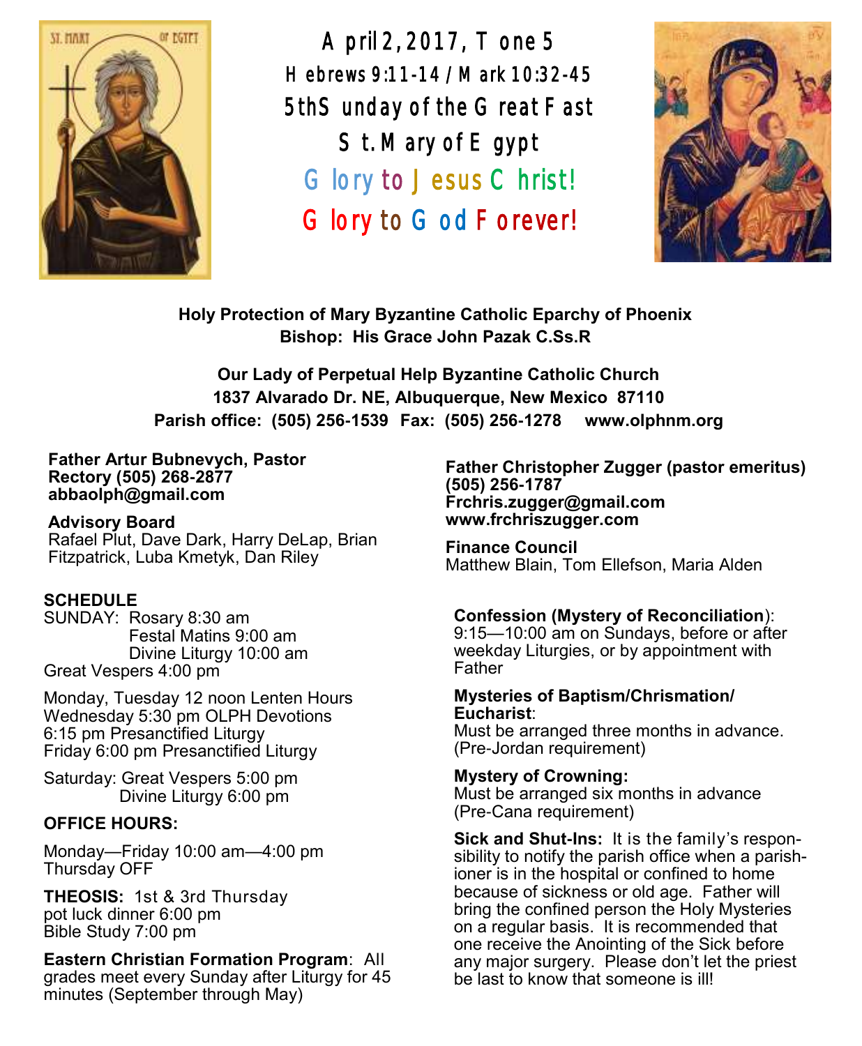# April 2, 2017, Tone 5

**Hebrews 9:11-14 / Mark 10:32-45**

**5th Sunday of the Great Fast**

**St. Mary of Egypt**

**Glory to Jesus Christ!**

**Glory to God Forever!**

**Holy Protection of Mary Byzantine Catholic Eparchy of Phoenix**
**Bishop: His Grace John Pazak C.Ss.R**

**Our Lady of Perpetual Help Byzantine Catholic Church**
**1837 Alvarado Dr. NE, Albuquerque, New Mexico 87110**
**Parish office: (505) 256-1539 Fax: (505) 256-1278 www.olphnm.org**

**Father Artur Bubnevych, Pastor**
**Rectory (505) 268-2877**
**abbaolph@gmail.com**

**Advisory Board**
Rafael Plut, Dave Dark, Harry DeLap, Brian Fitzpatrick, Luba Kmetyk, Dan Riley

**SCHEDULE**
SUNDAY: Rosary 8:30 am
Festal Matins 9:00 am
Divine Liturgy 10:00 am
Great Vespers 4:00 pm

Monday, Tuesday 12 noon Lenten Hours
Wednesday 5:30 pm OLPH Devotions
6:15 pm Presanctified Liturgy
Friday 6:00 pm Presanctified Liturgy

Saturday: Great Vespers 5:00 pm
Divine Liturgy 6:00 pm

**OFFICE HOURS:**

Monday—Friday 10:00 am—4:00 pm
Thursday OFF

**THEOSIS:** 1st & 3rd Thursday
pot luck dinner 6:00 pm
Bible Study 7:00 pm

**Eastern Christian Formation Program**: All grades meet every Sunday after Liturgy for 45 minutes (September through May)

**Father Christopher Zugger (pastor emeritus)**
**(505) 256-1787**
**Frchris.zugger@gmail.com**
**www.frchriszugger.com**

**Finance Council**
Matthew Blain, Tom Ellefson, Maria Alden

**Confession (Mystery of Reconciliation)**:
9:15—10:00 am on Sundays, before or after weekday Liturgies, or by appointment with Father

**Mysteries of Baptism/Chrismation/ Eucharist**:
Must be arranged three months in advance. (Pre-Jordan requirement)

**Mystery of Crowning:**
Must be arranged six months in advance (Pre-Cana requirement)

**Sick and Shut-Ins:** It is the family's responsibility to notify the parish office when a parishioner is in the hospital or confined to home because of sickness or old age. Father will bring the confined person the Holy Mysteries on a regular basis. It is recommended that one receive the Anointing of the Sick before any major surgery. Please don't let the priest be last to know that someone is ill!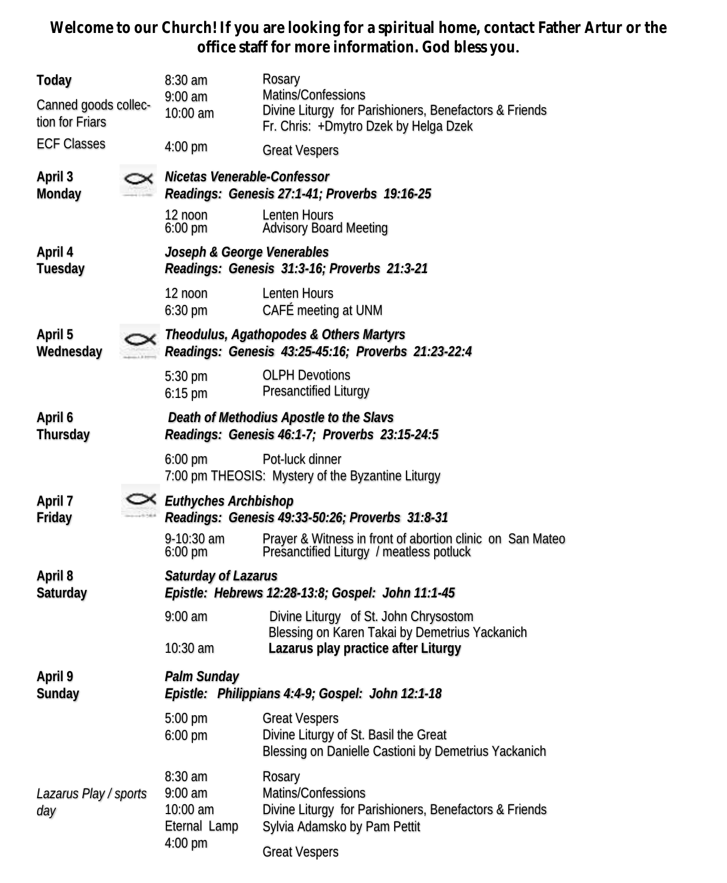**Welcome to our Church! If you are looking for a spiritual home, contact Father Artur or the office staff for more information. God bless you.**

| | | |
|---|---|---|
| **Today** | 8:30 am | Rosary |
| Canned goods collection for Friars | 9:00 am | Matins/Confessions |
| | 10:00 am | Divine Liturgy for Parishioners, Benefactors & Friends |
| | | Fr. Chris: +Dmytro Dzek by Helga Dzek |
| ECF Classes | 4:00 pm | Great Vespers |
| **April 3 Monday** | ***Nicetas Venerable-Confessor*** | |
| | ***Readings: Genesis 27:1-41; Proverbs 19:16-25*** | |
| | 12 noon | Lenten Hours |
| | 6:00 pm | Advisory Board Meeting |
| **April 4 Tuesday** | ***Joseph & George Venerables*** | |
| | ***Readings: Genesis 31:3-16; Proverbs 21:3-21*** | |
| | 12 noon | Lenten Hours |
| | 6:30 pm | CAFÉ meeting at UNM |
| **April 5 Wednesday** | ***Theodulus, Agathopodes & Others Martyrs*** | |
| | ***Readings: Genesis 43:25-45:16; Proverbs 21:23-22:4*** | |
| | 5:30 pm | OLPH Devotions |
| | 6:15 pm | Presanctified Liturgy |
| **April 6 Thursday** | ***Death of Methodius Apostle to the Slavs*** | |
| | ***Readings: Genesis 46:1-7; Proverbs 23:15-24:5*** | |
| | 6:00 pm | Pot-luck dinner |
| | 7:00 pm | THEOSIS: Mystery of the Byzantine Liturgy |
| **April 7 Friday** | ***Euthyches Archbishop*** | |
| | ***Readings: Genesis 49:33-50:26; Proverbs 31:8-31*** | |
| | 9-10:30 am | Prayer & Witness in front of abortion clinic on San Mateo |
| | 6:00 pm | Presanctified Liturgy / meatless potluck |
| **April 8 Saturday** | ***Saturday of Lazarus*** | |
| | ***Epistle: Hebrews 12:28-13:8; Gospel: John 11:1-45*** | |
| | 9:00 am | Divine Liturgy of St. John Chrysostom |
| | | Blessing on Karen Takai by Demetrius Yackanich |
| | 10:30 am | **Lazarus play practice after Liturgy** |
| **April 9 Sunday** | ***Palm Sunday*** | |
| | ***Epistle: Philippians 4:4-9; Gospel: John 12:1-18*** | |
| | 5:00 pm | Great Vespers |
| | 6:00 pm | Divine Liturgy of St. Basil the Great |
| | | Blessing on Danielle Castioni by Demetrius Yackanich |
| | 8:30 am | Rosary |
| *Lazarus Play / sports day* | 9:00 am | Matins/Confessions |
| | 10:00 am | Divine Liturgy for Parishioners, Benefactors & Friends |
| | Eternal Lamp | Sylvia Adamsko by Pam Pettit |
| | 4:00 pm | Great Vespers |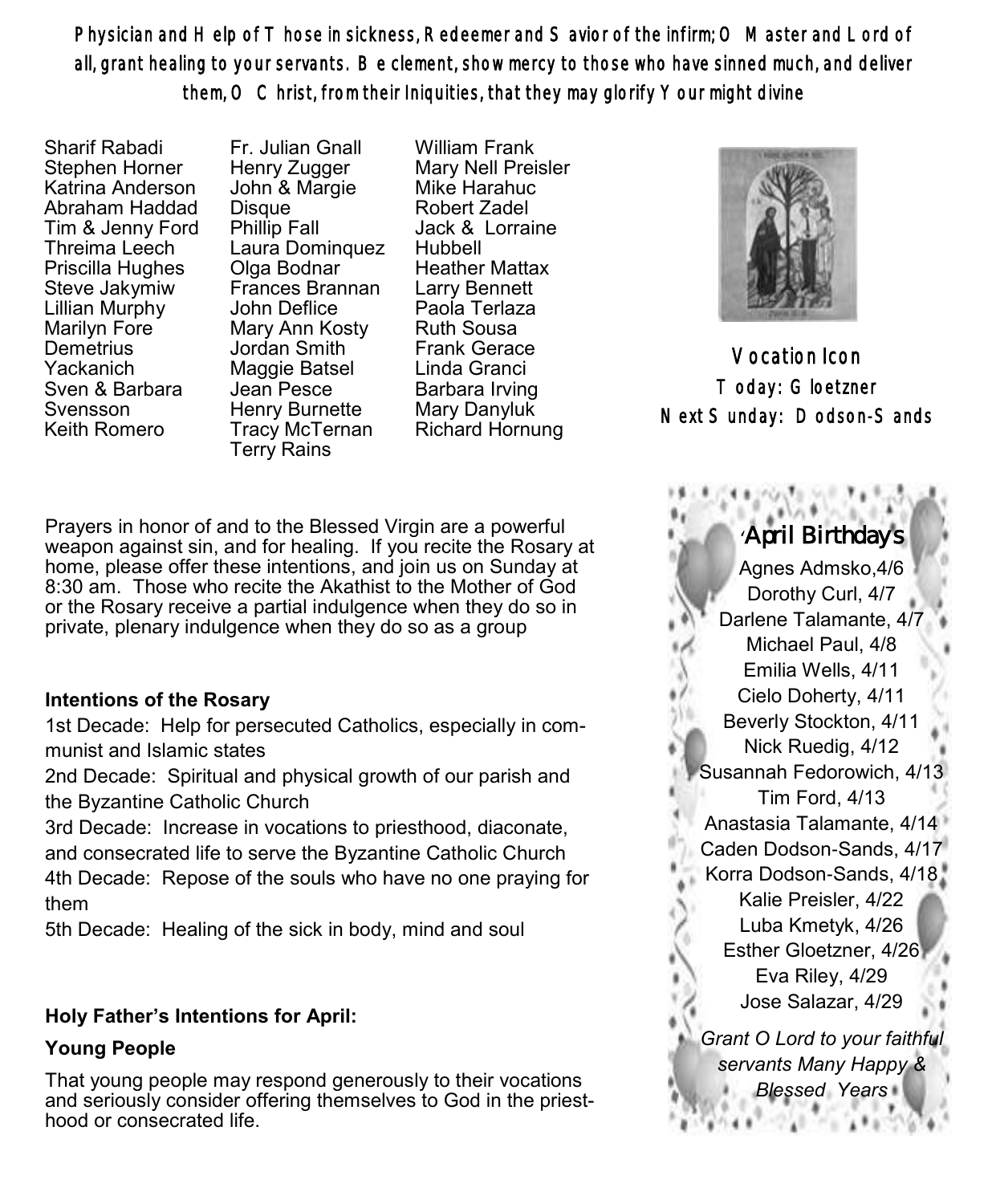**Physician and Help of Those in sickness, Redeemer and Savior of the infirm; O Master and Lord of all, grant healing to your servants. Be clement, show mercy to those who have sinned much, and deliver them, O Christ, from their Iniquities, that they may glorify Your might divine**

Sharif Rabadi
Stephen Horner
Katrina Anderson
Abraham Haddad
Tim & Jenny Ford
Threima Leech
Priscilla Hughes
Steve Jakymiw
Lillian Murphy
Marilyn Fore
Demetrius Yackanich
Sven & Barbara Svensson
Keith Romero

Fr. Julian Gnall
Henry Zugger
John & Margie Disque
Phillip Fall
Laura Dominquez
Olga Bodnar
Frances Brannan
John Deflice
Mary Ann Kosty
Jordan Smith
Maggie Batsel
Jean Pesce
Henry Burnette
Tracy McTernan
Terry Rains

William Frank
Mary Nell Preisler
Mike Harahuc
Robert Zadel
Jack & Lorraine Hubbell
Heather Mattax
Larry Bennett
Paola Terlaza
Ruth Sousa
Frank Gerace
Linda Granci
Barbara Irving
Mary Danyluk
Richard Hornung

Prayers in honor of and to the Blessed Virgin are a powerful weapon against sin, and for healing. If you recite the Rosary at home, please offer these intentions, and join us on Sunday at 8:30 am. Those who recite the Akathist to the Mother of God or the Rosary receive a partial indulgence when they do so in private, plenary indulgence when they do so as a group

**Intentions of the Rosary**

1st Decade: Help for persecuted Catholics, especially in communist and Islamic states

2nd Decade: Spiritual and physical growth of our parish and the Byzantine Catholic Church

3rd Decade: Increase in vocations to priesthood, diaconate, and consecrated life to serve the Byzantine Catholic Church

4th Decade: Repose of the souls who have no one praying for them

5th Decade: Healing of the sick in body, mind and soul

**Holy Father's Intentions for April:**

**Young People**

That young people may respond generously to their vocations and seriously consider offering themselves to God in the priesthood or consecrated life.

**Vocation Icon**
Today: Gloetzner
Next Sunday: Dodson-Sands

## April Birthdays

Agnes Admsko, 4/6
Dorothy Curl, 4/7
Darlene Talamante, 4/7
Michael Paul, 4/8
Emilia Wells, 4/11
Cielo Doherty, 4/11
Beverly Stockton, 4/11
Nick Ruedig, 4/12
Susannah Fedorowich, 4/13
Tim Ford, 4/13
Anastasia Talamante, 4/14
Caden Dodson-Sands, 4/17
Korra Dodson-Sands, 4/18
Kalie Preisler, 4/22
Luba Kmetyk, 4/26
Esther Gloetzner, 4/26
Eva Riley, 4/29
Jose Salazar, 4/29

*Grant O Lord to your faithful servants Many Happy & Blessed Years*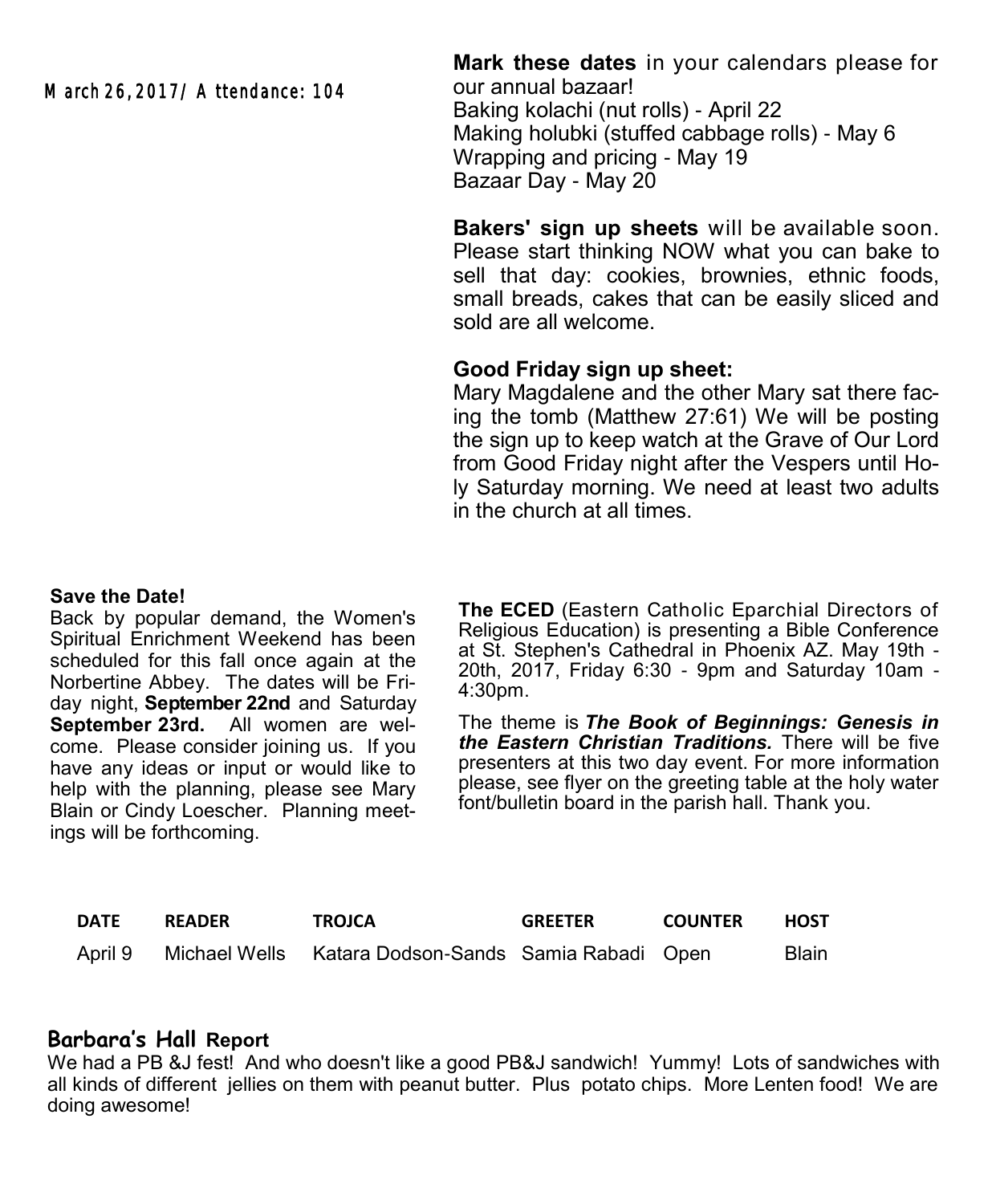March 26, 2017 / Attendance: 104

**Mark these dates** in your calendars please for our annual bazaar!
Baking kolachi (nut rolls) - April 22
Making holubki (stuffed cabbage rolls) - May 6
Wrapping and pricing - May 19
Bazaar Day - May 20

**Bakers' sign up sheets** will be available soon. Please start thinking NOW what you can bake to sell that day: cookies, brownies, ethnic foods, small breads, cakes that can be easily sliced and sold are all welcome.

**Good Friday sign up sheet:**
Mary Magdalene and the other Mary sat there facing the tomb (Matthew 27:61) We will be posting the sign up to keep watch at the Grave of Our Lord from Good Friday night after the Vespers until Holy Saturday morning. We need at least two adults in the church at all times.

**Save the Date!**
Back by popular demand, the Women's Spiritual Enrichment Weekend has been scheduled for this fall once again at the Norbertine Abbey. The dates will be Friday night, **September 22nd** and Saturday **September 23rd.** All women are welcome. Please consider joining us. If you have any ideas or input or would like to help with the planning, please see Mary Blain or Cindy Loescher. Planning meetings will be forthcoming.

**The ECED** (Eastern Catholic Eparchial Directors of Religious Education) is presenting a Bible Conference at St. Stephen's Cathedral in Phoenix AZ. May 19th - 20th, 2017, Friday 6:30 - 9pm and Saturday 10am - 4:30pm.

The theme is ***The Book of Beginnings: Genesis in the Eastern Christian Traditions.*** There will be five presenters at this two day event. For more information please, see flyer on the greeting table at the holy water font/bulletin board in the parish hall. Thank you.

| DATE | READER | TROJCA | GREETER | COUNTER | HOST |
|---|---|---|---|---|---|
| April 9 | Michael Wells | Katara Dodson-Sands | Samia Rabadi | Open | Blain |

## Barbara's Hall Report

We had a PB &J fest! And who doesn't like a good PB&J sandwich! Yummy! Lots of sandwiches with all kinds of different jellies on them with peanut butter. Plus potato chips. More Lenten food! We are doing awesome!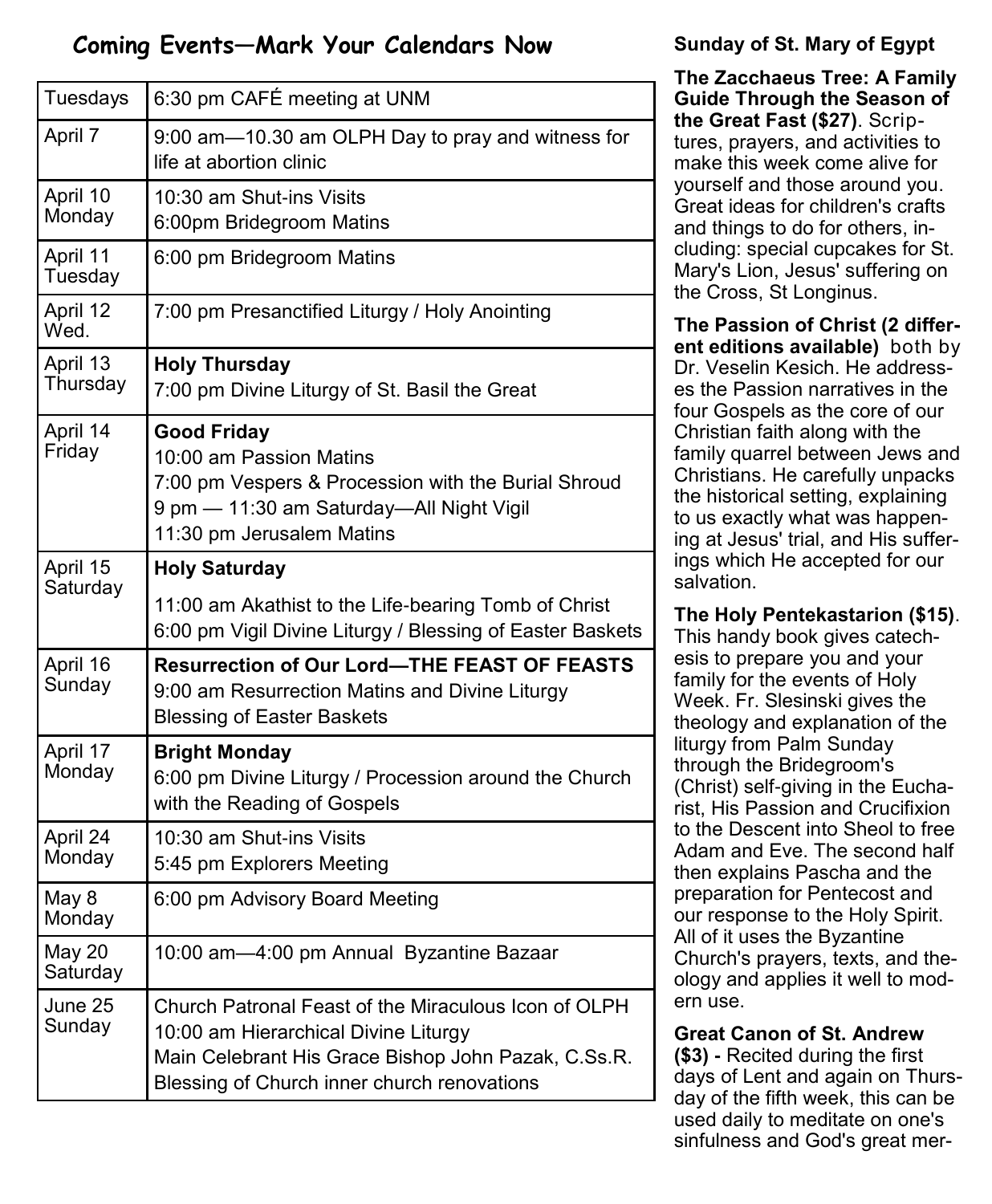## Coming Events—Mark Your Calendars Now

| | |
|---|---|
| Tuesdays | 6:30 pm CAFÉ meeting at UNM |
| April 7 | 9:00 am—10.30 am OLPH Day to pray and witness for life at abortion clinic |
| April 10 Monday | 10:30 am Shut-ins Visits<br>6:00pm Bridegroom Matins |
| April 11 Tuesday | 6:00 pm Bridegroom Matins |
| April 12 Wed. | 7:00 pm Presanctified Liturgy / Holy Anointing |
| April 13 Thursday | **Holy Thursday**<br>7:00 pm Divine Liturgy of St. Basil the Great |
| April 14 Friday | **Good Friday**<br>10:00 am Passion Matins<br>7:00 pm Vespers & Procession with the Burial Shroud<br>9 pm — 11:30 am Saturday—All Night Vigil<br>11:30 pm Jerusalem Matins |
| April 15 Saturday | **Holy Saturday**<br>11:00 am Akathist to the Life-bearing Tomb of Christ<br>6:00 pm Vigil Divine Liturgy / Blessing of Easter Baskets |
| April 16 Sunday | **Resurrection of Our Lord—THE FEAST OF FEASTS**<br>9:00 am Resurrection Matins and Divine Liturgy<br>Blessing of Easter Baskets |
| April 17 Monday | **Bright Monday**<br>6:00 pm Divine Liturgy / Procession around the Church with the Reading of Gospels |
| April 24 Monday | 10:30 am Shut-ins Visits<br>5:45 pm Explorers Meeting |
| May 8 Monday | 6:00 pm Advisory Board Meeting |
| May 20 Saturday | 10:00 am—4:00 pm Annual Byzantine Bazaar |
| June 25 Sunday | Church Patronal Feast of the Miraculous Icon of OLPH<br>10:00 am Hierarchical Divine Liturgy<br>Main Celebrant His Grace Bishop John Pazak, C.Ss.R.<br>Blessing of Church inner church renovations |

**Sunday of St. Mary of Egypt**

**The Zacchaeus Tree: A Family Guide Through the Season of the Great Fast ($27)**. Scriptures, prayers, and activities to make this week come alive for yourself and those around you. Great ideas for children's crafts and things to do for others, including: special cupcakes for St. Mary's Lion, Jesus' suffering on the Cross, St Longinus.

**The Passion of Christ (2 different editions available)** both by Dr. Veselin Kesich. He addresses the Passion narratives in the four Gospels as the core of our Christian faith along with the family quarrel between Jews and Christians. He carefully unpacks the historical setting, explaining to us exactly what was happening at Jesus' trial, and His sufferings which He accepted for our salvation.

**The Holy Pentekastarion ($15)**. This handy book gives catechesis to prepare you and your family for the events of Holy Week. Fr. Slesinski gives the theology and explanation of the liturgy from Palm Sunday through the Bridegroom's (Christ) self-giving in the Eucharist, His Passion and Crucifixion to the Descent into Sheol to free Adam and Eve. The second half then explains Pascha and the preparation for Pentecost and our response to the Holy Spirit. All of it uses the Byzantine Church's prayers, texts, and theology and applies it well to modern use.

**Great Canon of St. Andrew ($3) -** Recited during the first days of Lent and again on Thursday of the fifth week, this can be used daily to meditate on one's sinfulness and God's great mer-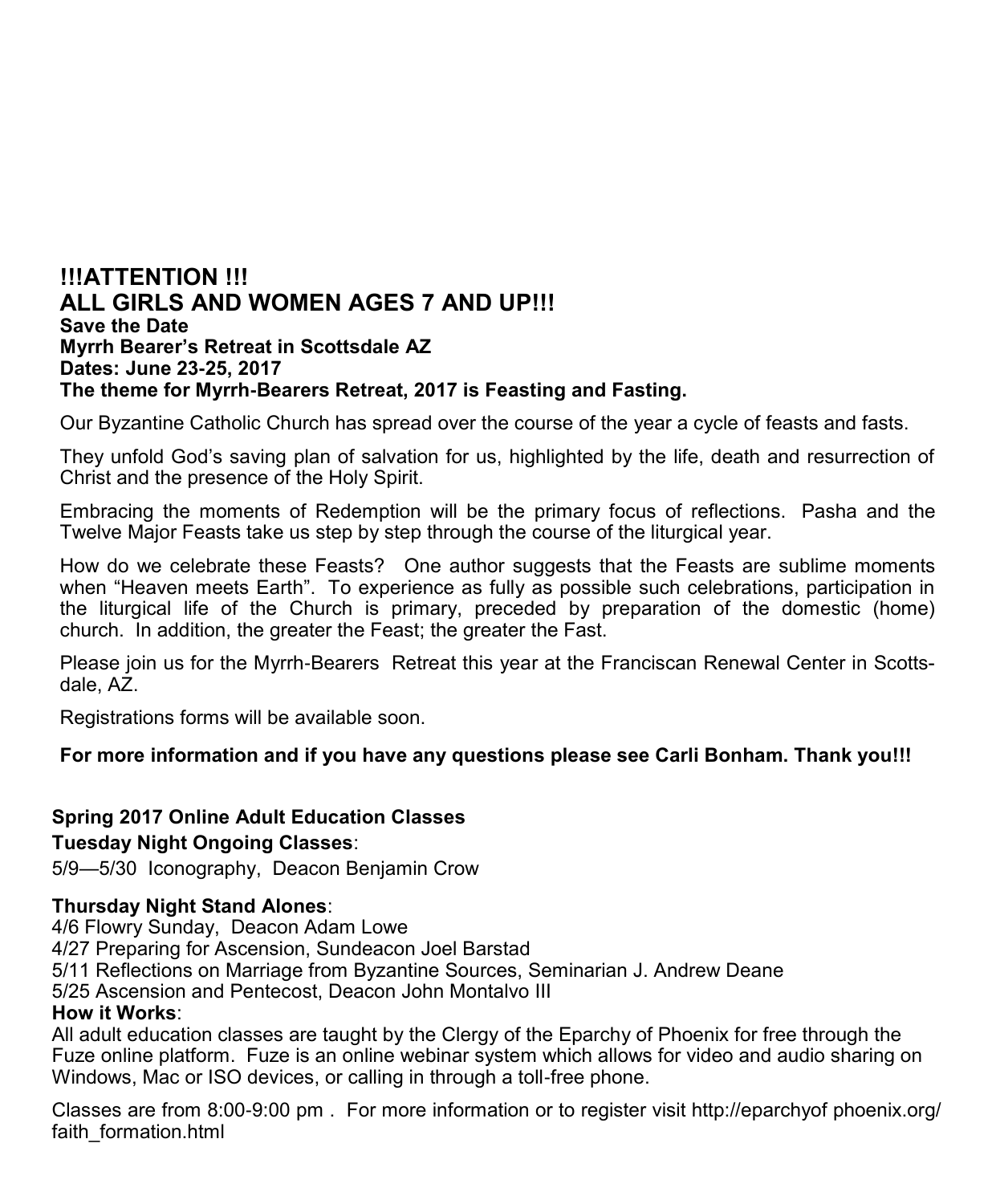## !!!ATTENTION !!!
## ALL GIRLS AND WOMEN AGES 7 AND UP!!!

**Save the Date**
**Myrrh Bearer's Retreat in Scottsdale AZ**
**Dates: June 23-25, 2017**
**The theme for Myrrh-Bearers Retreat, 2017 is Feasting and Fasting.**

Our Byzantine Catholic Church has spread over the course of the year a cycle of feasts and fasts.

They unfold God's saving plan of salvation for us, highlighted by the life, death and resurrection of Christ and the presence of the Holy Spirit.

Embracing the moments of Redemption will be the primary focus of reflections. Pasha and the Twelve Major Feasts take us step by step through the course of the liturgical year.

How do we celebrate these Feasts? One author suggests that the Feasts are sublime moments when "Heaven meets Earth". To experience as fully as possible such celebrations, participation in the liturgical life of the Church is primary, preceded by preparation of the domestic (home) church. In addition, the greater the Feast; the greater the Fast.

Please join us for the Myrrh-Bearers Retreat this year at the Franciscan Renewal Center in Scottsdale, AZ.

Registrations forms will be available soon.

**For more information and if you have any questions please see Carli Bonham. Thank you!!!**

**Spring 2017 Online Adult Education Classes**

**Tuesday Night Ongoing Classes**:

5/9—5/30 Iconography, Deacon Benjamin Crow

**Thursday Night Stand Alones**:

4/6 Flowry Sunday, Deacon Adam Lowe
4/27 Preparing for Ascension, Sundeacon Joel Barstad
5/11 Reflections on Marriage from Byzantine Sources, Seminarian J. Andrew Deane
5/25 Ascension and Pentecost, Deacon John Montalvo III

**How it Works**:

All adult education classes are taught by the Clergy of the Eparchy of Phoenix for free through the Fuze online platform. Fuze is an online webinar system which allows for video and audio sharing on Windows, Mac or ISO devices, or calling in through a toll-free phone.

Classes are from 8:00-9:00 pm . For more information or to register visit http://eparchyof phoenix.org/faith_formation.html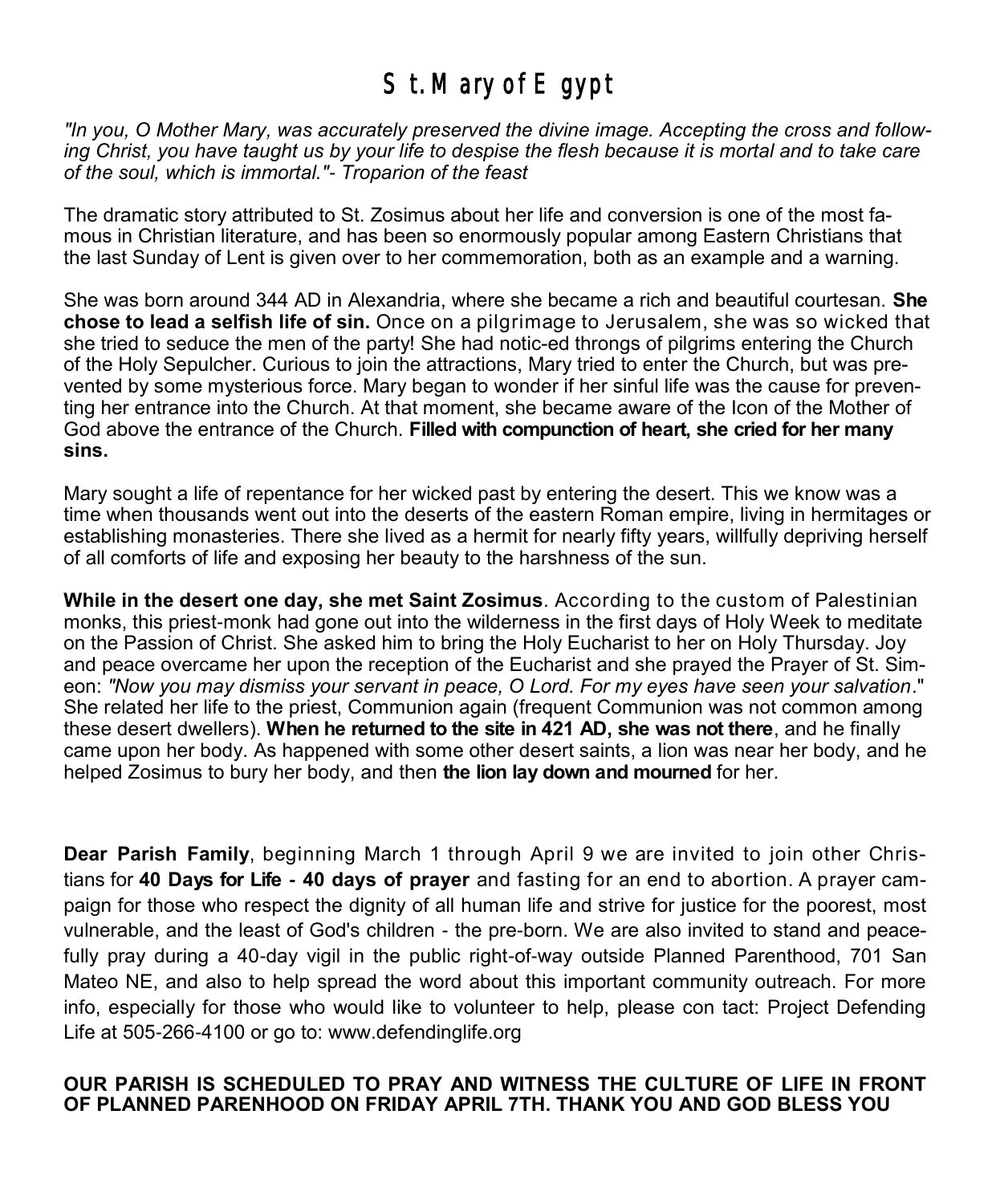# St. Mary of Egypt

*"In you, O Mother Mary, was accurately preserved the divine image. Accepting the cross and following Christ, you have taught us by your life to despise the flesh because it is mortal and to take care of the soul, which is immortal."- Troparion of the feast*

The dramatic story attributed to St. Zosimus about her life and conversion is one of the most famous in Christian literature, and has been so enormously popular among Eastern Christians that the last Sunday of Lent is given over to her commemoration, both as an example and a warning.

She was born around 344 AD in Alexandria, where she became a rich and beautiful courtesan. **She chose to lead a selfish life of sin.** Once on a pilgrimage to Jerusalem, she was so wicked that she tried to seduce the men of the party! She had notic-ed throngs of pilgrims entering the Church of the Holy Sepulcher. Curious to join the attractions, Mary tried to enter the Church, but was prevented by some mysterious force. Mary began to wonder if her sinful life was the cause for preventing her entrance into the Church. At that moment, she became aware of the Icon of the Mother of God above the entrance of the Church. **Filled with compunction of heart, she cried for her many sins.**

Mary sought a life of repentance for her wicked past by entering the desert. This we know was a time when thousands went out into the deserts of the eastern Roman empire, living in hermitages or establishing monasteries. There she lived as a hermit for nearly fifty years, willfully depriving herself of all comforts of life and exposing her beauty to the harshness of the sun.

**While in the desert one day, she met Saint Zosimus**. According to the custom of Palestinian monks, this priest-monk had gone out into the wilderness in the first days of Holy Week to meditate on the Passion of Christ. She asked him to bring the Holy Eucharist to her on Holy Thursday. Joy and peace overcame her upon the reception of the Eucharist and she prayed the Prayer of St. Simeon: *"Now you may dismiss your servant in peace, O Lord. For my eyes have seen your salvation*." She related her life to the priest, Communion again (frequent Communion was not common among these desert dwellers). **When he returned to the site in 421 AD, she was not there**, and he finally came upon her body. As happened with some other desert saints, a lion was near her body, and he helped Zosimus to bury her body, and then **the lion lay down and mourned** for her.

**Dear Parish Family**, beginning March 1 through April 9 we are invited to join other Christians for **40 Days for Life - 40 days of prayer** and fasting for an end to abortion. A prayer campaign for those who respect the dignity of all human life and strive for justice for the poorest, most vulnerable, and the least of God's children - the pre-born. We are also invited to stand and peacefully pray during a 40-day vigil in the public right-of-way outside Planned Parenthood, 701 San Mateo NE, and also to help spread the word about this important community outreach. For more info, especially for those who would like to volunteer to help, please con tact: Project Defending Life at 505-266-4100 or go to: www.defendinglife.org

**OUR PARISH IS SCHEDULED TO PRAY AND WITNESS THE CULTURE OF LIFE IN FRONT OF PLANNED PARENHOOD ON FRIDAY APRIL 7TH. THANK YOU AND GOD BLESS YOU**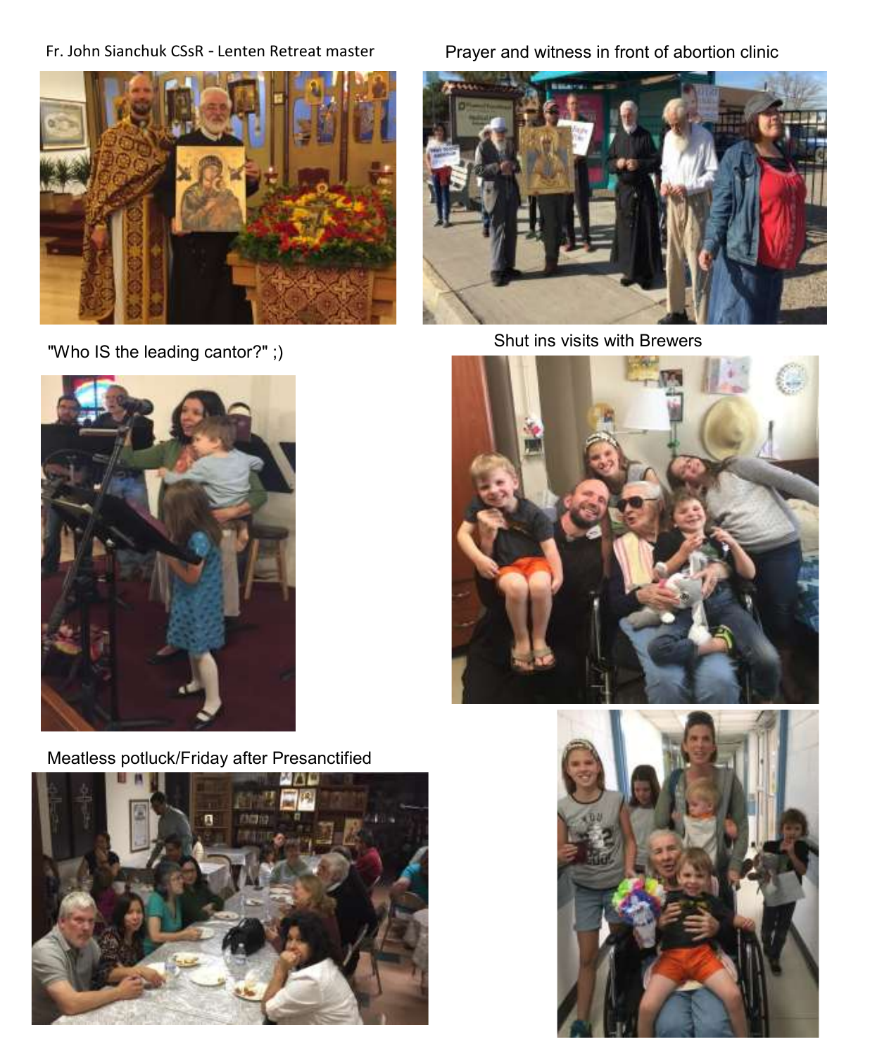Fr. John Sianchuk CSsR - Lenten Retreat master

Prayer and witness in front of abortion clinic

"Who IS the leading cantor?" ;)

Shut ins visits with Brewers

Meatless potluck/Friday after Presanctified